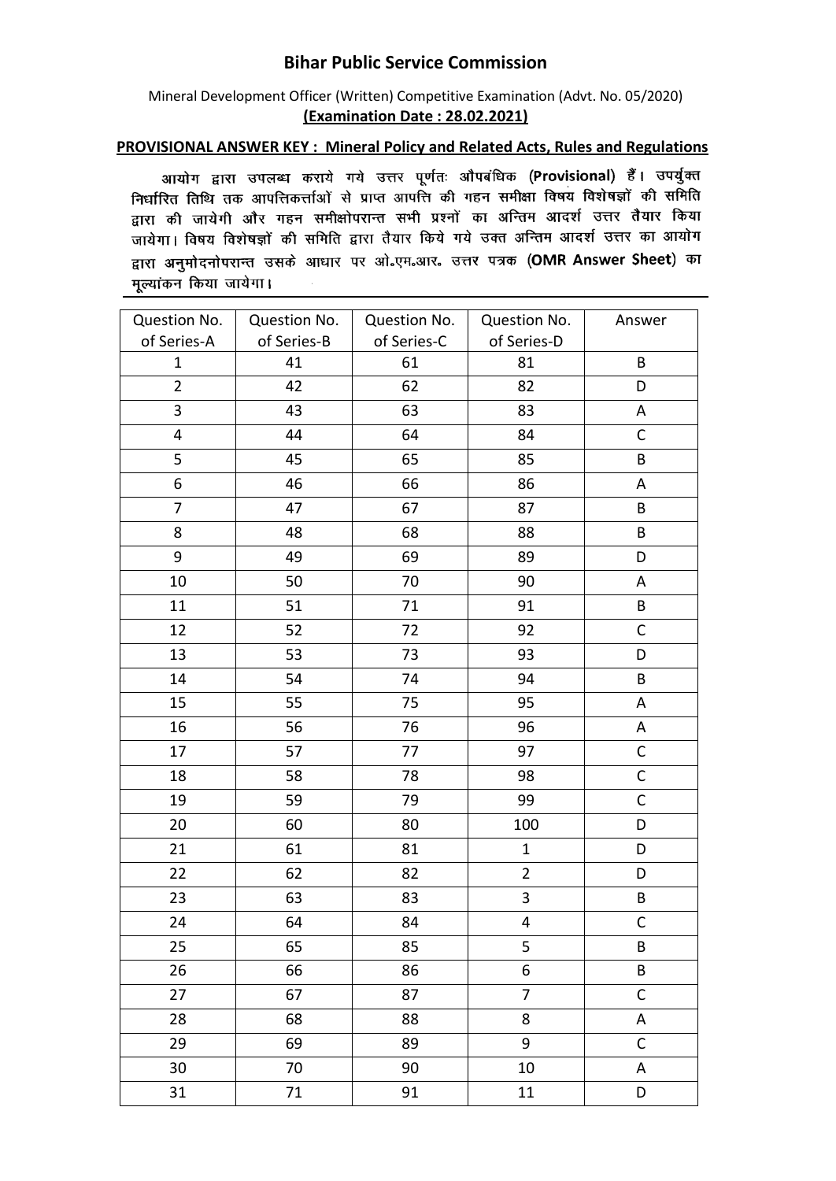# Bihar Public Service Commission

Mineral Development Officer (Written) Competitive Examination (Advt. No. 05/2020)

**(Examination Date : 28.02.2021)**

**PROVISIONAL ANSWER KEY : Mineral Policy and Related Acts, Rules and Regulations**

आयोग द्वारा उपलब्ध कराये गये उत्तर पूर्णतः औपबंधिक (**Provisional**) हैं। उपर्युक्त निर्धारित तिथि तक आपत्तिकर्त्ताओं से प्राप्त आपत्ति की गहन समीक्षा विषय विशेषज्ञों की समिति द्वारा की जायेगी और गहन समीक्षोपरान्त सभी प्रश्नों का अन्तिम आदर्श उत्तर तैयार किया जायेगा। विषय विशेषज्ञों की समिति द्वारा तैयार किये गये उक्त अन्तिम आदर्श उत्तर का आयोग द्वारा अनुमोदनोपरान्त उसके आधार पर ओ॰एम॰आर॰ उत्तर पत्रक (**OMR Answer Sheet**) का मूल्यांकन किया जायेगा।

| Question No. of Series-A | Question No. of Series-B | Question No. of Series-C | Question No. of Series-D | Answer |
|---|---|---|---|---|
| 1 | 41 | 61 | 81 | B |
| 2 | 42 | 62 | 82 | D |
| 3 | 43 | 63 | 83 | A |
| 4 | 44 | 64 | 84 | C |
| 5 | 45 | 65 | 85 | B |
| 6 | 46 | 66 | 86 | A |
| 7 | 47 | 67 | 87 | B |
| 8 | 48 | 68 | 88 | B |
| 9 | 49 | 69 | 89 | D |
| 10 | 50 | 70 | 90 | A |
| 11 | 51 | 71 | 91 | B |
| 12 | 52 | 72 | 92 | C |
| 13 | 53 | 73 | 93 | D |
| 14 | 54 | 74 | 94 | B |
| 15 | 55 | 75 | 95 | A |
| 16 | 56 | 76 | 96 | A |
| 17 | 57 | 77 | 97 | C |
| 18 | 58 | 78 | 98 | C |
| 19 | 59 | 79 | 99 | C |
| 20 | 60 | 80 | 100 | D |
| 21 | 61 | 81 | 1 | D |
| 22 | 62 | 82 | 2 | D |
| 23 | 63 | 83 | 3 | B |
| 24 | 64 | 84 | 4 | C |
| 25 | 65 | 85 | 5 | B |
| 26 | 66 | 86 | 6 | B |
| 27 | 67 | 87 | 7 | C |
| 28 | 68 | 88 | 8 | A |
| 29 | 69 | 89 | 9 | C |
| 30 | 70 | 90 | 10 | A |
| 31 | 71 | 91 | 11 | D |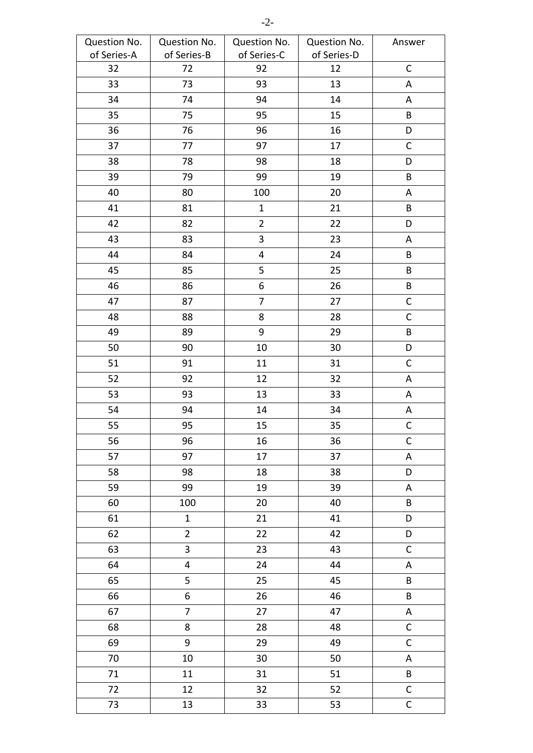| Question No. of Series-A | Question No. of Series-B | Question No. of Series-C | Question No. of Series-D | Answer |
|---|---|---|---|---|
| 32 | 72 | 92 | 12 | C |
| 33 | 73 | 93 | 13 | A |
| 34 | 74 | 94 | 14 | A |
| 35 | 75 | 95 | 15 | B |
| 36 | 76 | 96 | 16 | D |
| 37 | 77 | 97 | 17 | C |
| 38 | 78 | 98 | 18 | D |
| 39 | 79 | 99 | 19 | B |
| 40 | 80 | 100 | 20 | A |
| 41 | 81 | 1 | 21 | B |
| 42 | 82 | 2 | 22 | D |
| 43 | 83 | 3 | 23 | A |
| 44 | 84 | 4 | 24 | B |
| 45 | 85 | 5 | 25 | B |
| 46 | 86 | 6 | 26 | B |
| 47 | 87 | 7 | 27 | C |
| 48 | 88 | 8 | 28 | C |
| 49 | 89 | 9 | 29 | B |
| 50 | 90 | 10 | 30 | D |
| 51 | 91 | 11 | 31 | C |
| 52 | 92 | 12 | 32 | A |
| 53 | 93 | 13 | 33 | A |
| 54 | 94 | 14 | 34 | A |
| 55 | 95 | 15 | 35 | C |
| 56 | 96 | 16 | 36 | C |
| 57 | 97 | 17 | 37 | A |
| 58 | 98 | 18 | 38 | D |
| 59 | 99 | 19 | 39 | A |
| 60 | 100 | 20 | 40 | B |
| 61 | 1 | 21 | 41 | D |
| 62 | 2 | 22 | 42 | D |
| 63 | 3 | 23 | 43 | C |
| 64 | 4 | 24 | 44 | A |
| 65 | 5 | 25 | 45 | B |
| 66 | 6 | 26 | 46 | B |
| 67 | 7 | 27 | 47 | A |
| 68 | 8 | 28 | 48 | C |
| 69 | 9 | 29 | 49 | C |
| 70 | 10 | 30 | 50 | A |
| 71 | 11 | 31 | 51 | B |
| 72 | 12 | 32 | 52 | C |
| 73 | 13 | 33 | 53 | C |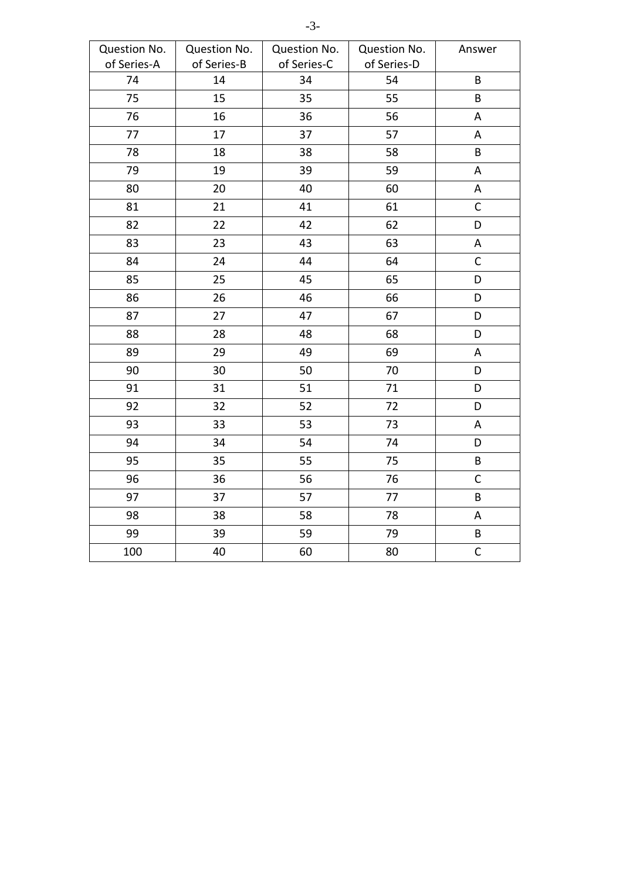| Question No. of Series-A | Question No. of Series-B | Question No. of Series-C | Question No. of Series-D | Answer |
|---|---|---|---|---|
| 74 | 14 | 34 | 54 | B |
| 75 | 15 | 35 | 55 | B |
| 76 | 16 | 36 | 56 | A |
| 77 | 17 | 37 | 57 | A |
| 78 | 18 | 38 | 58 | B |
| 79 | 19 | 39 | 59 | A |
| 80 | 20 | 40 | 60 | A |
| 81 | 21 | 41 | 61 | C |
| 82 | 22 | 42 | 62 | D |
| 83 | 23 | 43 | 63 | A |
| 84 | 24 | 44 | 64 | C |
| 85 | 25 | 45 | 65 | D |
| 86 | 26 | 46 | 66 | D |
| 87 | 27 | 47 | 67 | D |
| 88 | 28 | 48 | 68 | D |
| 89 | 29 | 49 | 69 | A |
| 90 | 30 | 50 | 70 | D |
| 91 | 31 | 51 | 71 | D |
| 92 | 32 | 52 | 72 | D |
| 93 | 33 | 53 | 73 | A |
| 94 | 34 | 54 | 74 | D |
| 95 | 35 | 55 | 75 | B |
| 96 | 36 | 56 | 76 | C |
| 97 | 37 | 57 | 77 | B |
| 98 | 38 | 58 | 78 | A |
| 99 | 39 | 59 | 79 | B |
| 100 | 40 | 60 | 80 | C |